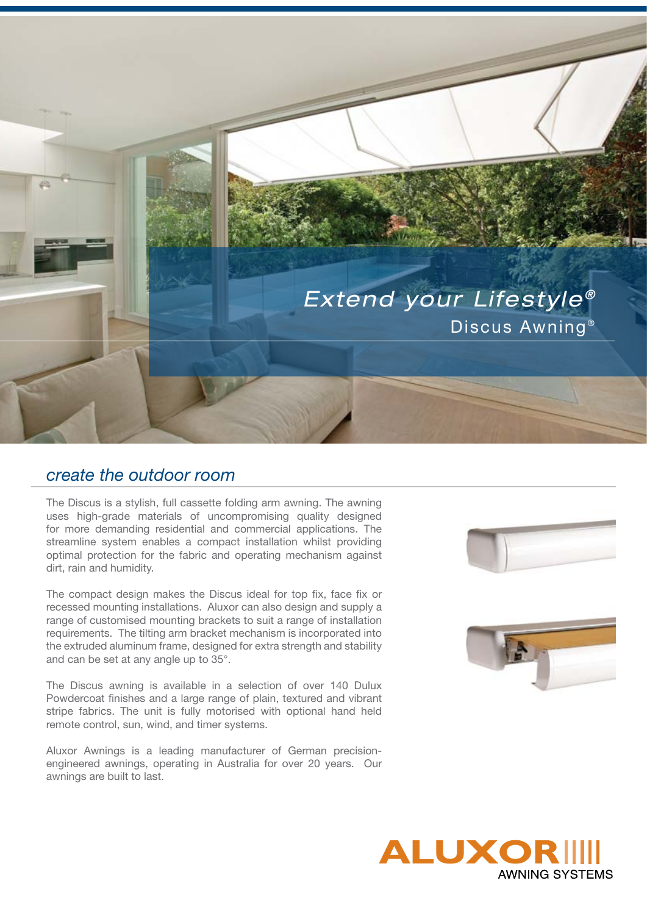# Extend your Lifestyle®

Discus Awning®

## create the outdoor room

The Discus is a stylish, full cassette folding arm awning. The awning uses high-grade materials of uncompromising quality designed for more demanding residential and commercial applications. The streamline system enables a compact installation whilst providing optimal protection for the fabric and operating mechanism against dirt, rain and humidity.

The compact design makes the Discus ideal for top fix, face fix or recessed mounting installations. Aluxor can also design and supply a range of customised mounting brackets to suit a range of installation requirements. The tilting arm bracket mechanism is incorporated into the extruded aluminum frame, designed for extra strength and stability and can be set at any angle up to 35°.

The Discus awning is available in a selection of over 140 Dulux Powdercoat finishes and a large range of plain, textured and vibrant stripe fabrics. The unit is fully motorised with optional hand held remote control, sun, wind, and timer systems.

Aluxor Awnings is a leading manufacturer of German precision-engineered awnings, operating in Australia for over 20 years. Our awnings are built to last.

ALUXOR AWNING SYSTEMS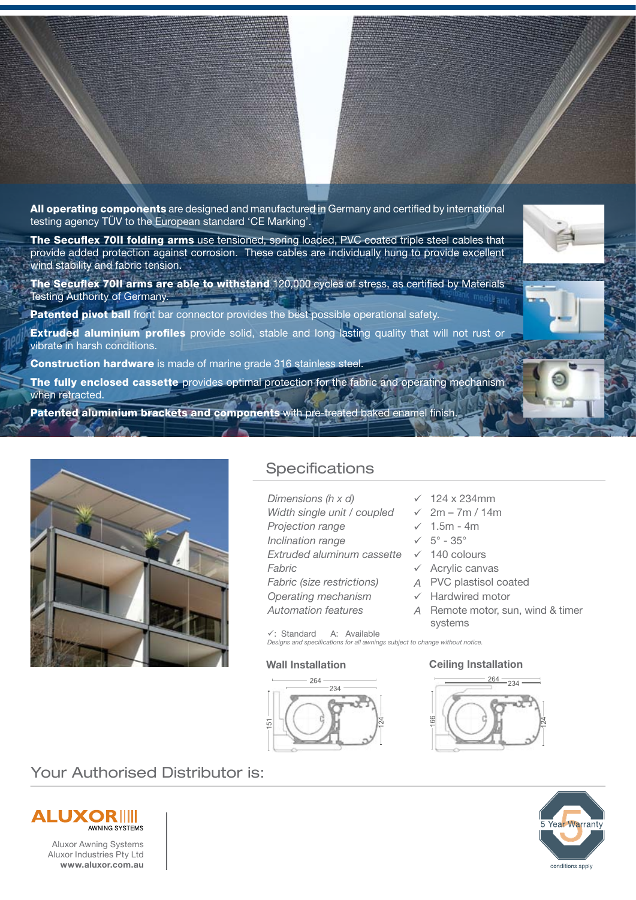**All operating components** are designed and manufactured in Germany and certified by international testing agency TÜV to the European standard 'CE Marking'.

**The Secuflex 70II folding arms** use tensioned, spring loaded, PVC coated triple steel cables that provide added protection against corrosion. These cables are individually hung to provide excellent wind stability and fabric tension.

**The Secuflex 70II arms are able to withstand** 120,000 cycles of stress, as certified by Materials Testing Authority of Germany.

**Patented pivot ball** front bar connector provides the best possible operational safety.

**Extruded aluminium profiles** provide solid, stable and long lasting quality that will not rust or vibrate in harsh conditions.

**Construction hardware** is made of marine grade 316 stainless steel.

**The fully enclosed cassette** provides optimal protection for the fabric and operating mechanism when retracted.

**Patented aluminium brackets and components** with pre-treated baked enamel finish.

## Specifications

| | | |
|---|---|---|
| *Dimensions (h x d)* | ✓ | 124 x 234mm |
| *Width single unit / coupled* | ✓ | 2m – 7m / 14m |
| *Projection range* | ✓ | 1.5m - 4m |
| *Inclination range* | ✓ | 5° - 35° |
| *Extruded aluminum cassette* | ✓ | 140 colours |
| *Fabric* | ✓ | Acrylic canvas |
| *Fabric (size restrictions)* | A | PVC plastisol coated |
| *Operating mechanism* | ✓ | Hardwired motor |
| *Automation features* | A | Remote motor, sun, wind & timer systems |

✓: Standard A: Available

*Designs and specifications for all awnings subject to change without notice.*

### Wall Installation

264
234
151
124

### Ceiling Installation

264
234
166
124

## Your Authorised Distributor is:

ALUXOR AWNING SYSTEMS

Aluxor Awning Systems
Aluxor Industries Pty Ltd
**www.aluxor.com.au**

5 Year Warranty
conditions apply